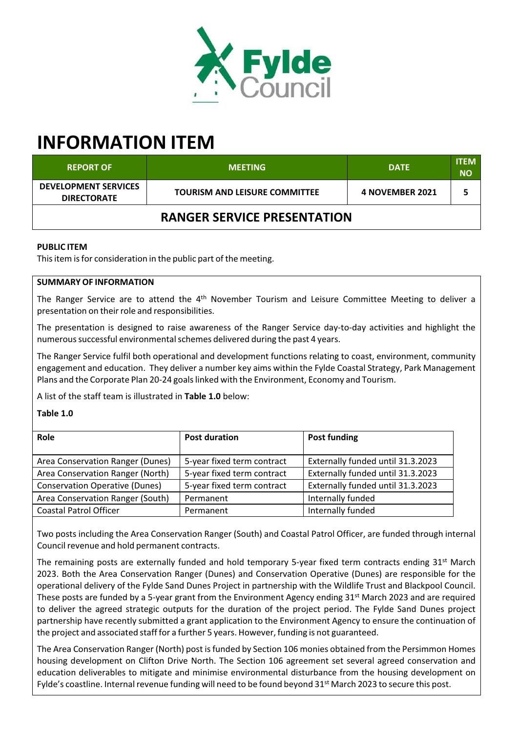# INFORMATION ITEM

| REPORT OF | MEETING | DATE | ITEM NO |
|---|---|---|---|
| DEVELOPMENT SERVICES DIRECTORATE | TOURISM AND LEISURE COMMITTEE | 4 NOVEMBER 2021 | 5 |

## RANGER SERVICE PRESENTATION

**PUBLIC ITEM**

This item is for consideration in the public part of the meeting.

**SUMMARY OF INFORMATION**

The Ranger Service are to attend the 4th November Tourism and Leisure Committee Meeting to deliver a presentation on their role and responsibilities.

The presentation is designed to raise awareness of the Ranger Service day-to-day activities and highlight the numerous successful environmental schemes delivered during the past 4 years.

The Ranger Service fulfil both operational and development functions relating to coast, environment, community engagement and education. They deliver a number key aims within the Fylde Coastal Strategy, Park Management Plans and the Corporate Plan 20-24 goals linked with the Environment, Economy and Tourism.

A list of the staff team is illustrated in **Table 1.0** below:

**Table 1.0**

| Role | Post duration | Post funding |
|---|---|---|
| Area Conservation Ranger (Dunes) | 5-year fixed term contract | Externally funded until 31.3.2023 |
| Area Conservation Ranger (North) | 5-year fixed term contract | Externally funded until 31.3.2023 |
| Conservation Operative (Dunes) | 5-year fixed term contract | Externally funded until 31.3.2023 |
| Area Conservation Ranger (South) | Permanent | Internally funded |
| Coastal Patrol Officer | Permanent | Internally funded |

Two posts including the Area Conservation Ranger (South) and Coastal Patrol Officer, are funded through internal Council revenue and hold permanent contracts.

The remaining posts are externally funded and hold temporary 5-year fixed term contracts ending 31st March 2023. Both the Area Conservation Ranger (Dunes) and Conservation Operative (Dunes) are responsible for the operational delivery of the Fylde Sand Dunes Project in partnership with the Wildlife Trust and Blackpool Council. These posts are funded by a 5-year grant from the Environment Agency ending 31st March 2023 and are required to deliver the agreed strategic outputs for the duration of the project period. The Fylde Sand Dunes project partnership have recently submitted a grant application to the Environment Agency to ensure the continuation of the project and associated staff for a further 5 years. However, funding is not guaranteed.

The Area Conservation Ranger (North) post is funded by Section 106 monies obtained from the Persimmon Homes housing development on Clifton Drive North. The Section 106 agreement set several agreed conservation and education deliverables to mitigate and minimise environmental disturbance from the housing development on Fylde's coastline. Internal revenue funding will need to be found beyond 31st March 2023 to secure this post.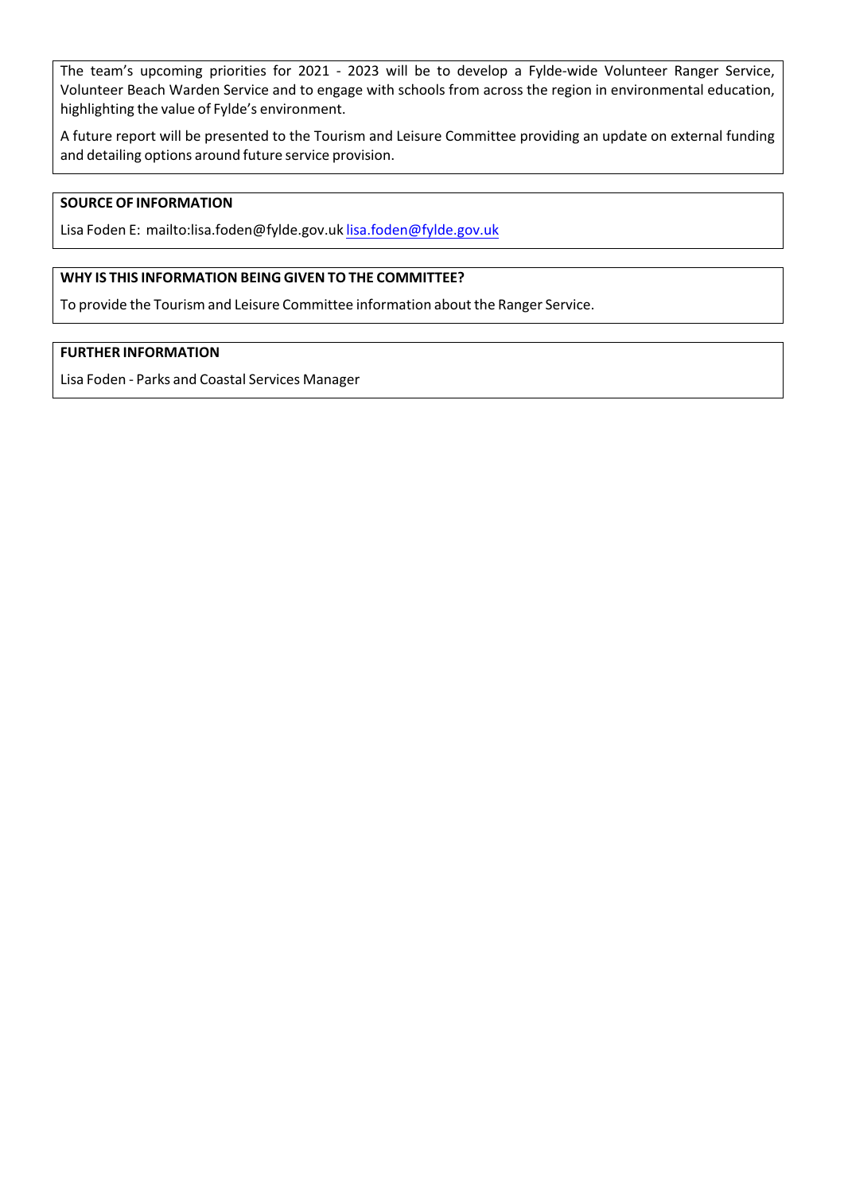The team's upcoming priorities for 2021 - 2023 will be to develop a Fylde-wide Volunteer Ranger Service, Volunteer Beach Warden Service and to engage with schools from across the region in environmental education, highlighting the value of Fylde's environment.

A future report will be presented to the Tourism and Leisure Committee providing an update on external funding and detailing options around future service provision.

**SOURCE OF INFORMATION**

Lisa Foden E: mailto:lisa.foden@fylde.gov.uk lisa.foden@fylde.gov.uk

**WHY IS THIS INFORMATION BEING GIVEN TO THE COMMITTEE?**

To provide the Tourism and Leisure Committee information about the Ranger Service.

**FURTHER INFORMATION**

Lisa Foden - Parks and Coastal Services Manager